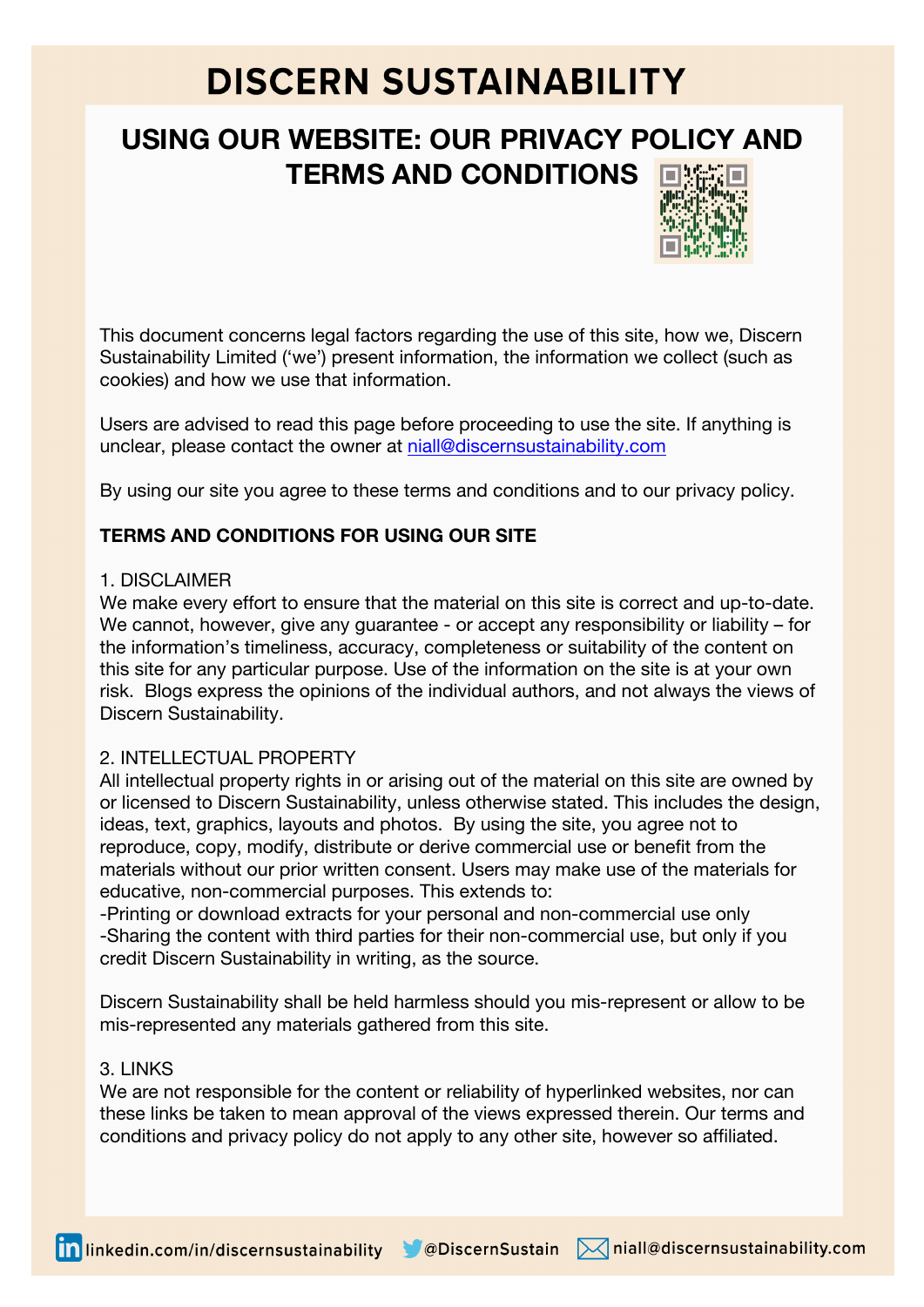# DISCERN SUSTAINABILITY

## USING OUR WEBSITE: OUR PRIVACY POLICY AND TERMS AND CONDITIONS

This document concerns legal factors regarding the use of this site, how we, Discern Sustainability Limited ('we') present information, the information we collect (such as cookies) and how we use that information.

Users are advised to read this page before proceeding to use the site. If anything is unclear, please contact the owner at niall@discernsustainability.com

By using our site you agree to these terms and conditions and to our privacy policy.

**TERMS AND CONDITIONS FOR USING OUR SITE**

1. DISCLAIMER
We make every effort to ensure that the material on this site is correct and up-to-date. We cannot, however, give any guarantee - or accept any responsibility or liability – for the information's timeliness, accuracy, completeness or suitability of the content on this site for any particular purpose. Use of the information on the site is at your own risk. Blogs express the opinions of the individual authors, and not always the views of Discern Sustainability.

2. INTELLECTUAL PROPERTY
All intellectual property rights in or arising out of the material on this site are owned by or licensed to Discern Sustainability, unless otherwise stated. This includes the design, ideas, text, graphics, layouts and photos. By using the site, you agree not to reproduce, copy, modify, distribute or derive commercial use or benefit from the materials without our prior written consent. Users may make use of the materials for educative, non-commercial purposes. This extends to:
-Printing or download extracts for your personal and non-commercial use only
-Sharing the content with third parties for their non-commercial use, but only if you credit Discern Sustainability in writing, as the source.

Discern Sustainability shall be held harmless should you mis-represent or allow to be mis-represented any materials gathered from this site.

3. LINKS
We are not responsible for the content or reliability of hyperlinked websites, nor can these links be taken to mean approval of the views expressed therein. Our terms and conditions and privacy policy do not apply to any other site, however so affiliated.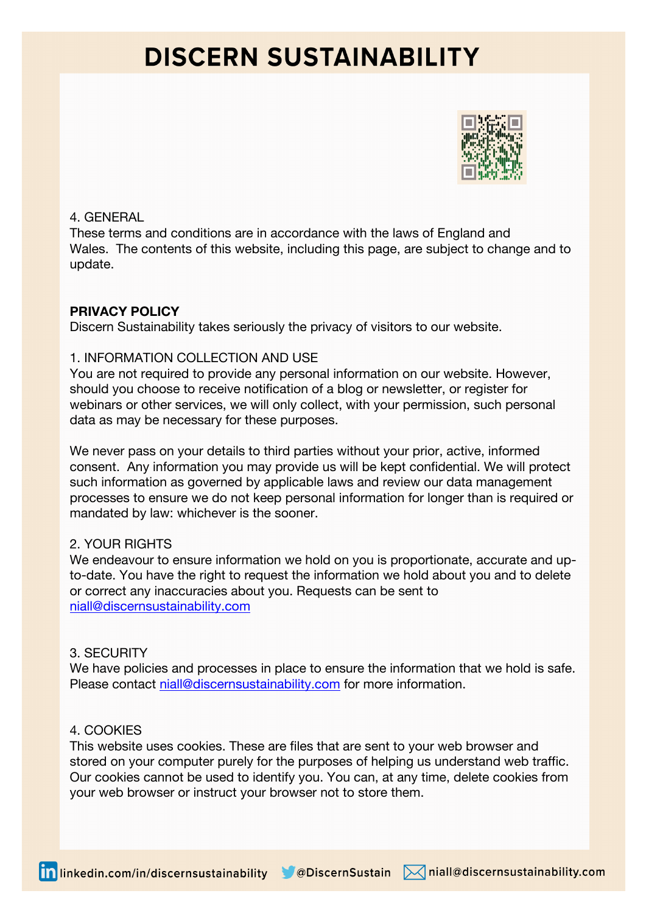4. GENERAL
These terms and conditions are in accordance with the laws of England and Wales. The contents of this website, including this page, are subject to change and to update.

**PRIVACY POLICY**
Discern Sustainability takes seriously the privacy of visitors to our website.

1. INFORMATION COLLECTION AND USE
You are not required to provide any personal information on our website. However, should you choose to receive notification of a blog or newsletter, or register for webinars or other services, we will only collect, with your permission, such personal data as may be necessary for these purposes.

We never pass on your details to third parties without your prior, active, informed consent. Any information you may provide us will be kept confidential. We will protect such information as governed by applicable laws and review our data management processes to ensure we do not keep personal information for longer than is required or mandated by law: whichever is the sooner.

2. YOUR RIGHTS
We endeavour to ensure information we hold on you is proportionate, accurate and up-to-date. You have the right to request the information we hold about you and to delete or correct any inaccuracies about you. Requests can be sent to niall@discernsustainability.com

3. SECURITY
We have policies and processes in place to ensure the information that we hold is safe. Please contact niall@discernsustainability.com for more information.

4. COOKIES
This website uses cookies. These are files that are sent to your web browser and stored on your computer purely for the purposes of helping us understand web traffic. Our cookies cannot be used to identify you. You can, at any time, delete cookies from your web browser or instruct your browser not to store them.